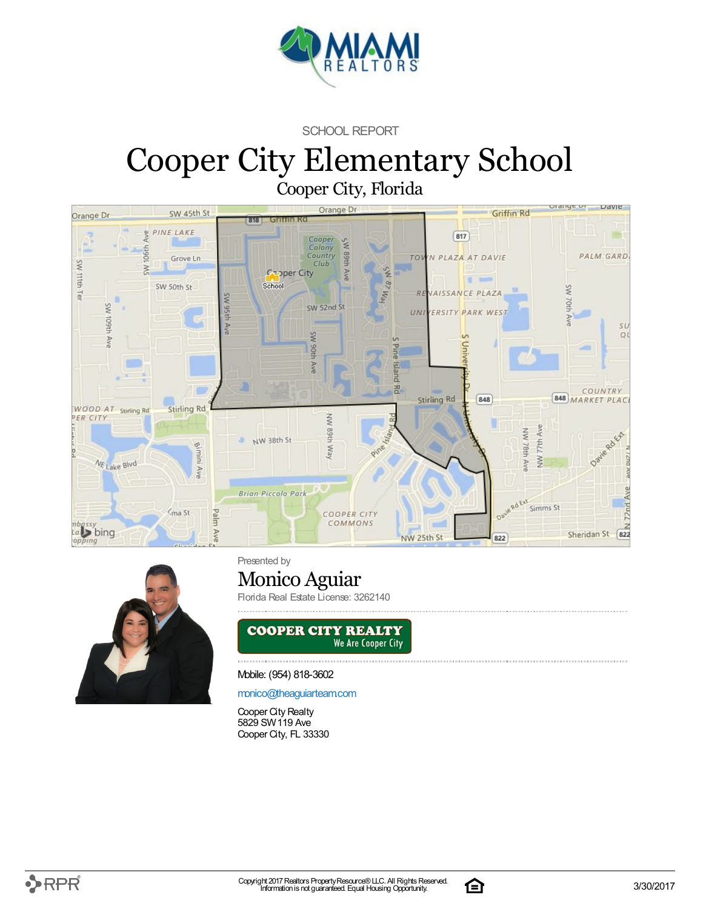SCHOOL REPORT

# Cooper City Elementary School

Cooper City, Florida

Presented by

## Monico Aguiar

Florida Real Estate License: 3262140

**COOPER CITY REALTY**
We Are Cooper City

Mobile: (954) 818-3602

monico@theaguiarteam.com

Cooper City Realty
5829 SW 119 Ave
Cooper City, FL 33330

Copyright 2017 Realtors Property Resource® LLC. All Rights Reserved.
Information is not guaranteed. Equal Housing Opportunity.

3/30/2017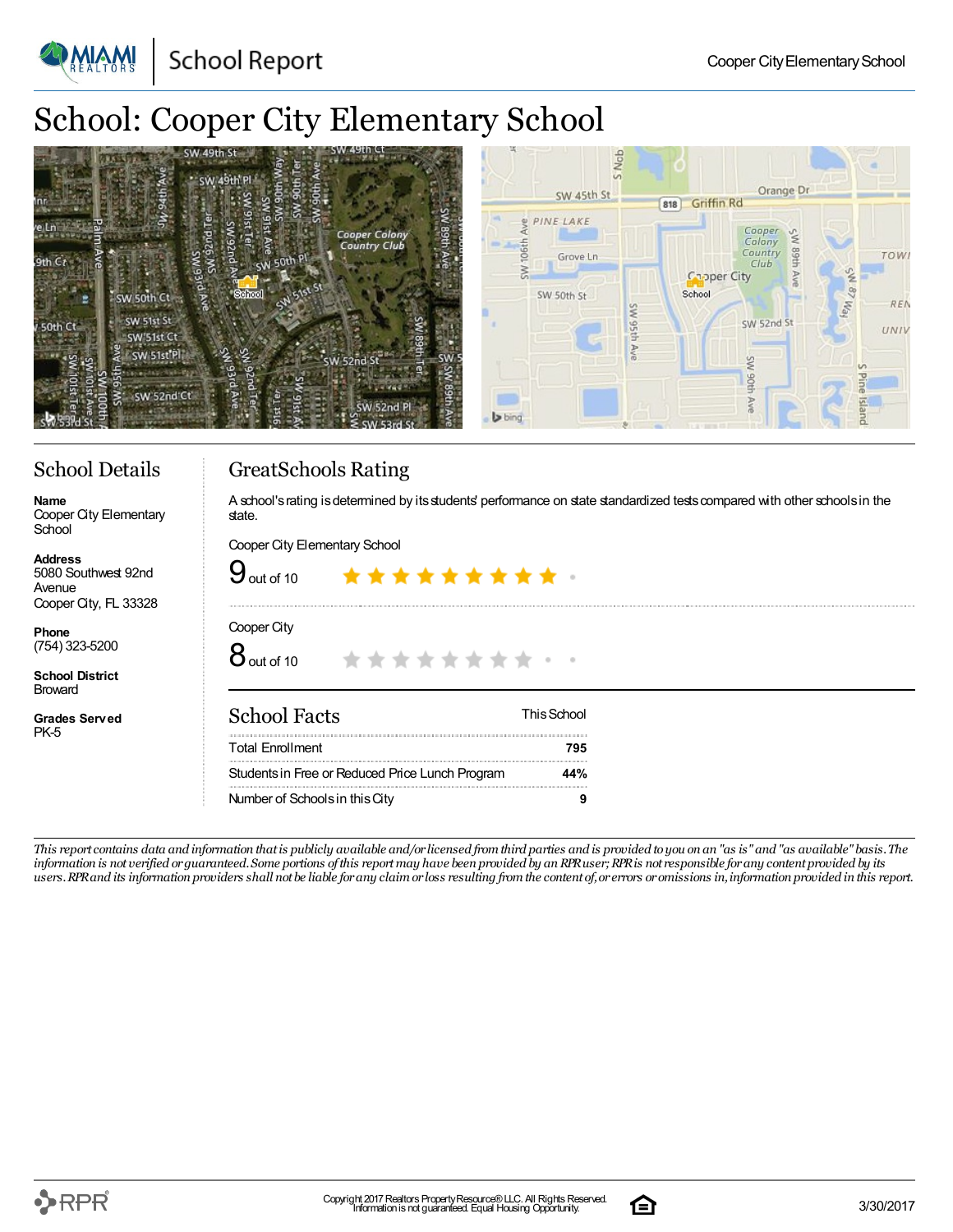# School: Cooper City Elementary School

## School Details

**Name**
Cooper City Elementary School

**Address**
5080 Southwest 92nd Avenue
Cooper City, FL 33328

**Phone**
(754) 323-5200

**School District**
Broward

**Grades Served**
PK-5

## GreatSchools Rating

A school's rating is determined by its students' performance on state standardized tests compared with other schools in the state.

Cooper City Elementary School

9 out of 10

Cooper City

8 out of 10

## School Facts

| | This School |
|---|---|
| Total Enrollment | 795 |
| Students in Free or Reduced Price Lunch Program | 44% |
| Number of Schools in this City | 9 |

*This report contains data and information that is publicly available and/or licensed from third parties and is provided to you on an "as is" and "as available" basis. The information is not verified or guaranteed. Some portions of this report may have been provided by an RPR user; RPR is not responsible for any content provided by its users. RPR and its information providers shall not be liable for any claim or loss resulting from the content of, or errors or omissions in, information provided in this report.*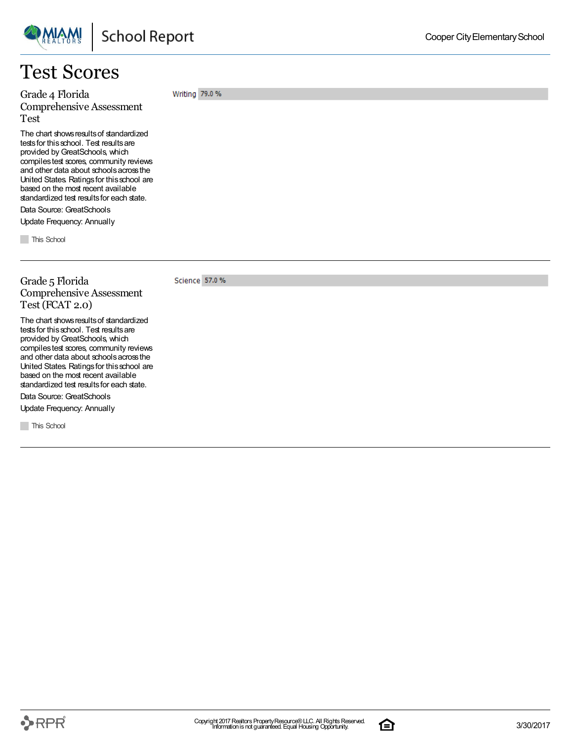# Test Scores

## Grade 4 Florida Comprehensive Assessment Test

The chart shows results of standardized tests for this school. Test results are provided by GreatSchools, which compiles test scores, community reviews and other data about schools across the United States. Ratings for this school are based on the most recent available standardized test results for each state.

Data Source: GreatSchools

Update Frequency: Annually

| | This School |
|---|---|
| Writing | 79.0 % |

## Grade 5 Florida Comprehensive Assessment Test (FCAT 2.0)

The chart shows results of standardized tests for this school. Test results are provided by GreatSchools, which compiles test scores, community reviews and other data about schools across the United States. Ratings for this school are based on the most recent available standardized test results for each state.

Data Source: GreatSchools

Update Frequency: Annually

| | This School |
|---|---|
| Science | 57.0 % |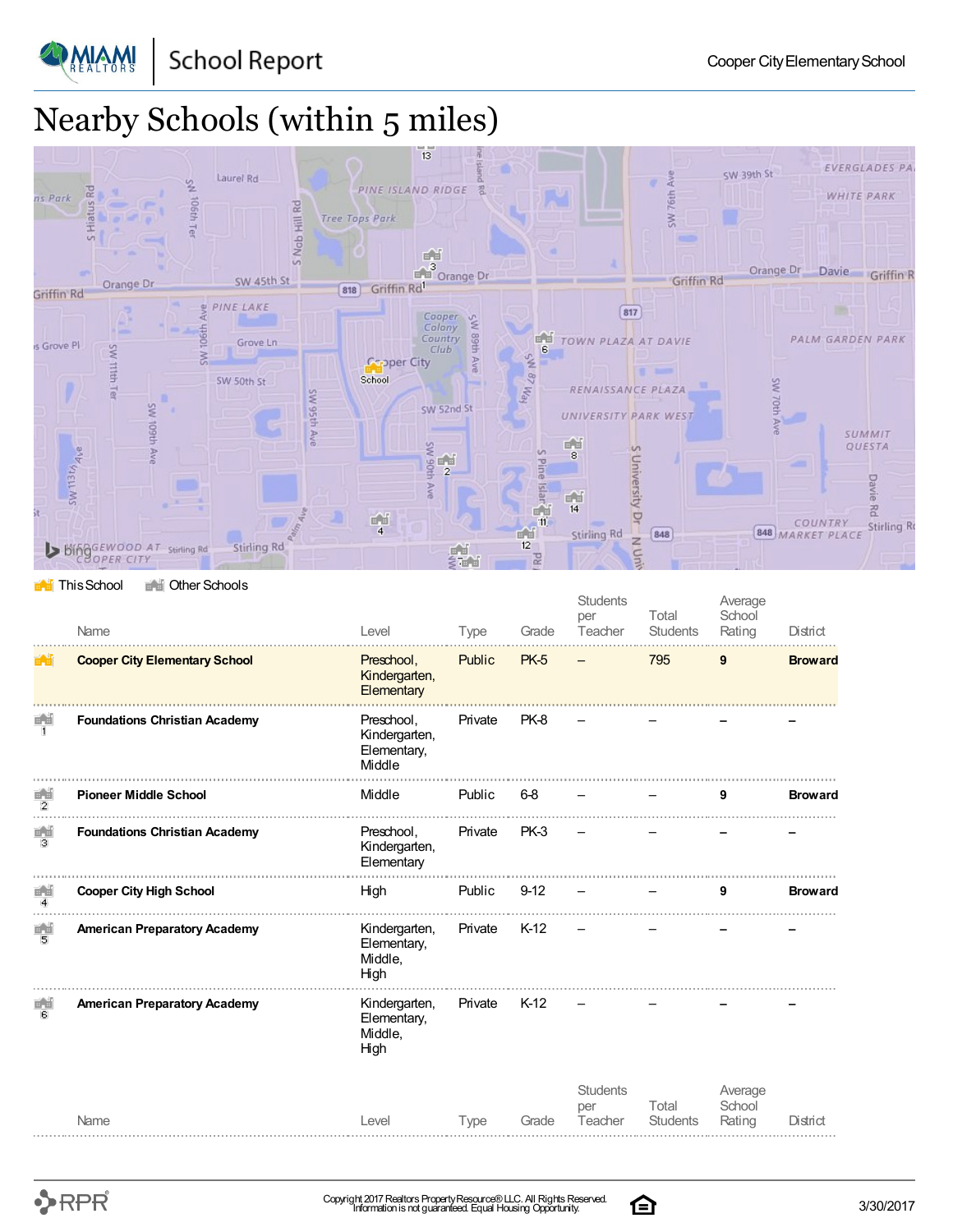# Nearby Schools (within 5 miles)

This School | Other Schools

| | Name | Level | Type | Grade | Students per Teacher | Total Students | Average School Rating | District |
|---|---|---|---|---|---|---|---|---|
| | **Cooper City Elementary School** | Preschool, Kindergarten, Elementary | Public | PK-5 | – | 795 | **9** | **Broward** |
| 1 | **Foundations Christian Academy** | Preschool, Kindergarten, Elementary, Middle | Private | PK-8 | – | – | – | – |
| 2 | **Pioneer Middle School** | Middle | Public | 6-8 | – | – | **9** | **Broward** |
| 3 | **Foundations Christian Academy** | Preschool, Kindergarten, Elementary | Private | PK-3 | – | – | – | – |
| 4 | **Cooper City High School** | High | Public | 9-12 | – | – | **9** | **Broward** |
| 5 | **American Preparatory Academy** | Kindergarten, Elementary, Middle, High | Private | K-12 | – | – | – | – |
| 6 | **American Preparatory Academy** | Kindergarten, Elementary, Middle, High | Private | K-12 | – | – | – | – |

| Name | Level | Type | Grade | Students per Teacher | Total Students | Average School Rating | District |
|---|---|---|---|---|---|---|---|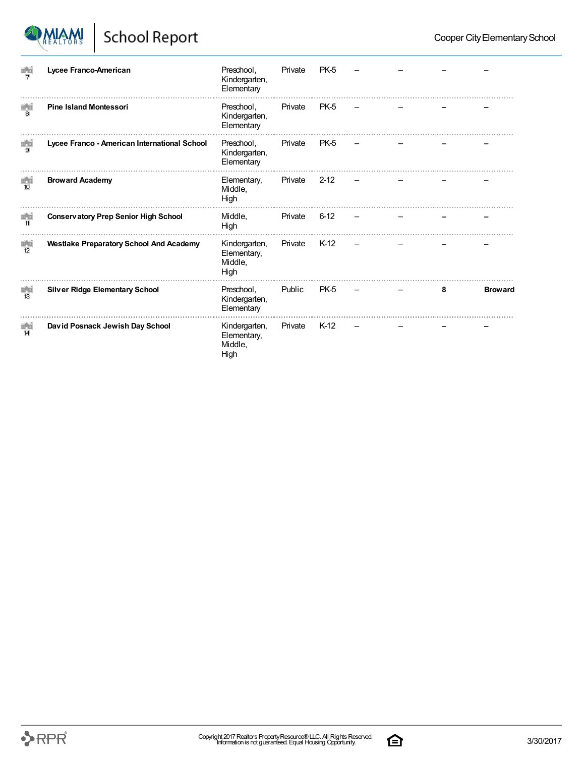| | | | | | | | | | |
|---|---|---|---|---|---|---|---|---|---|
| 7 | **Lycee Franco-American** | Preschool, Kindergarten, Elementary | Private | PK-5 | – | – | – | – |
| 8 | **Pine Island Montessori** | Preschool, Kindergarten, Elementary | Private | PK-5 | – | – | – | – |
| 9 | **Lycee Franco - American International School** | Preschool, Kindergarten, Elementary | Private | PK-5 | – | – | – | – |
| 10 | **Broward Academy** | Elementary, Middle, High | Private | 2-12 | – | – | – | – |
| 11 | **Conservatory Prep Senior High School** | Middle, High | Private | 6-12 | – | – | – | – |
| 12 | **Westlake Preparatory School And Academy** | Kindergarten, Elementary, Middle, High | Private | K-12 | – | – | – | – |
| 13 | **Silver Ridge Elementary School** | Preschool, Kindergarten, Elementary | Public | PK-5 | – | – | **8** | **Broward** |
| 14 | **David Posnack Jewish Day School** | Kindergarten, Elementary, Middle, High | Private | K-12 | – | – | – | – |